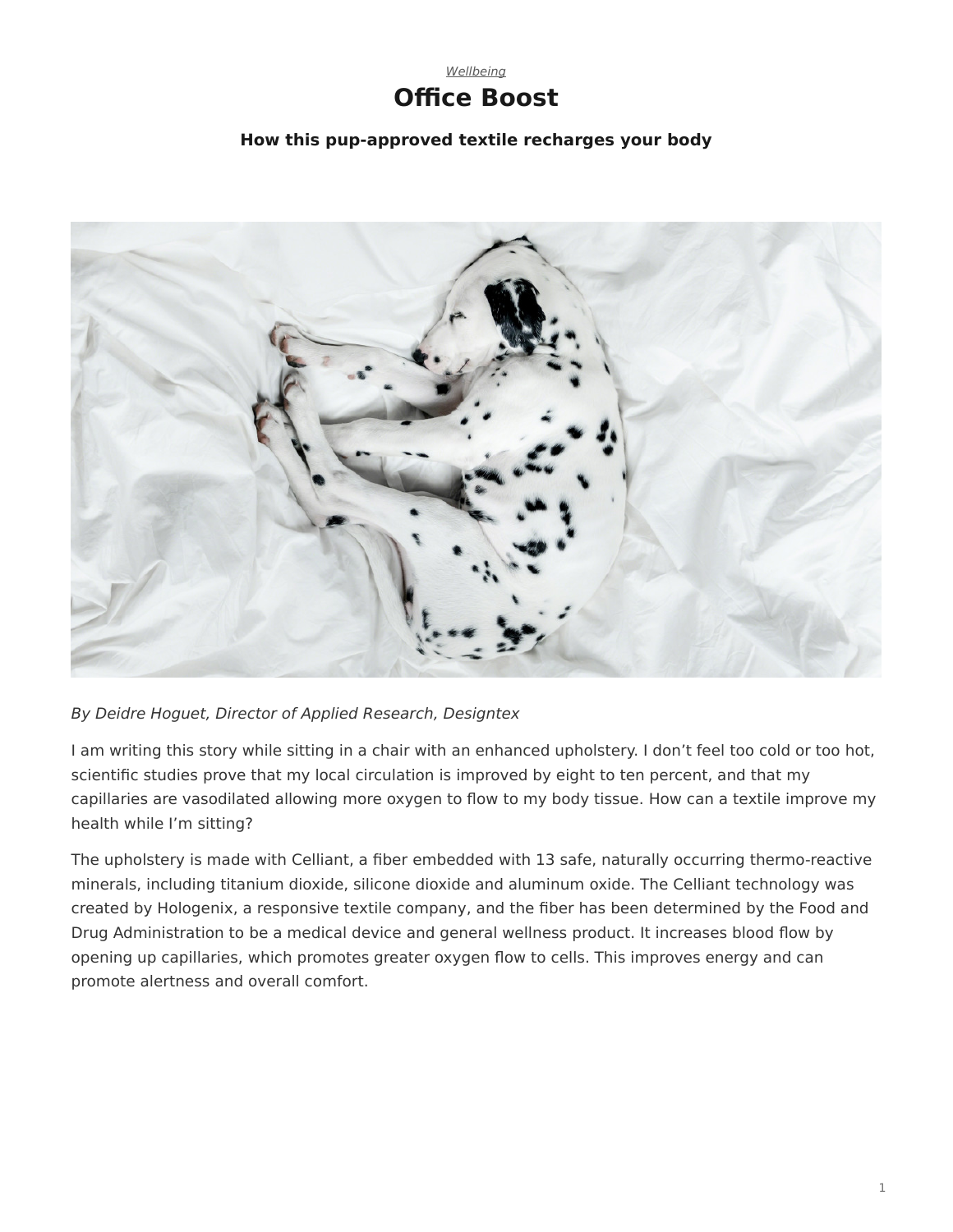*Wellbeing*

# Office Boost

### How this pup-approved textile recharges your body

*By Deidre Hoguet, Director of Applied Research, Designtex*

I am writing this story while sitting in a chair with an enhanced upholstery. I don't feel too cold or too hot, scientific studies prove that my local circulation is improved by eight to ten percent, and that my capillaries are vasodilated allowing more oxygen to flow to my body tissue. How can a textile improve my health while I'm sitting?

The upholstery is made with Celliant, a fiber embedded with 13 safe, naturally occurring thermo-reactive minerals, including titanium dioxide, silicone dioxide and aluminum oxide. The Celliant technology was created by Hologenix, a responsive textile company, and the fiber has been determined by the Food and Drug Administration to be a medical device and general wellness product. It increases blood flow by opening up capillaries, which promotes greater oxygen flow to cells. This improves energy and can promote alertness and overall comfort.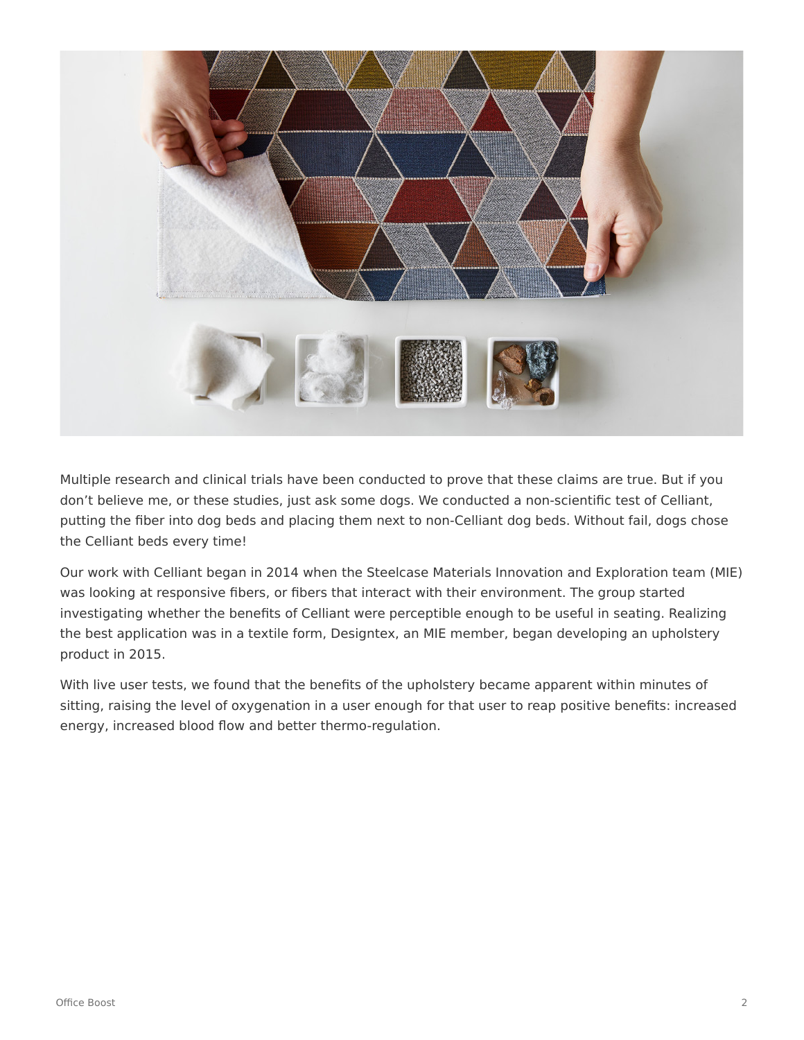Multiple research and clinical trials have been conducted to prove that these claims are true. But if you don’t believe me, or these studies, just ask some dogs. We conducted a non-scientific test of Celliant, putting the fiber into dog beds and placing them next to non-Celliant dog beds. Without fail, dogs chose the Celliant beds every time!

Our work with Celliant began in 2014 when the Steelcase Materials Innovation and Exploration team (MIE) was looking at responsive fibers, or fibers that interact with their environment. The group started investigating whether the benefits of Celliant were perceptible enough to be useful in seating. Realizing the best application was in a textile form, Designtex, an MIE member, began developing an upholstery product in 2015.

With live user tests, we found that the benefits of the upholstery became apparent within minutes of sitting, raising the level of oxygenation in a user enough for that user to reap positive benefits: increased energy, increased blood flow and better thermo-regulation.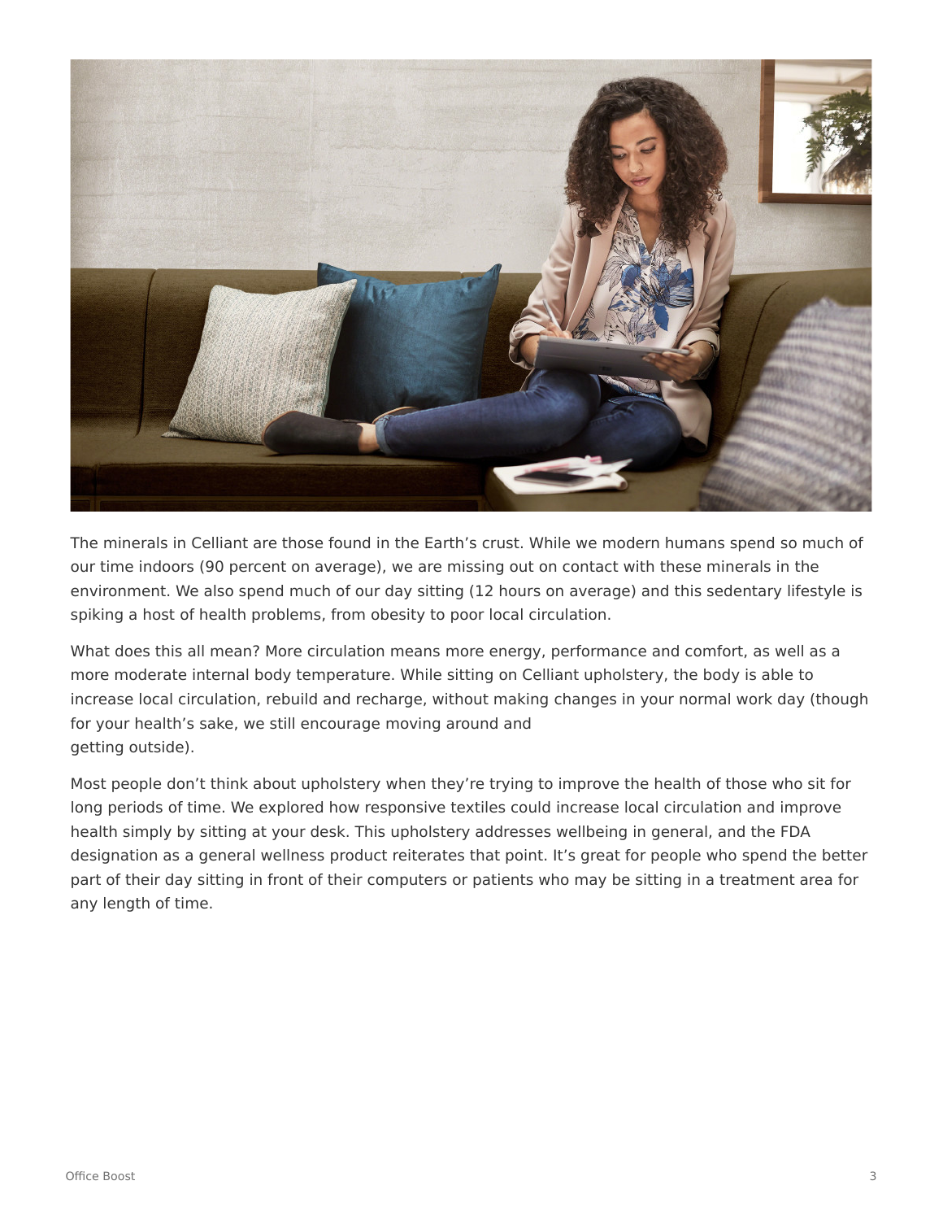The minerals in Celliant are those found in the Earth's crust. While we modern humans spend so much of our time indoors (90 percent on average), we are missing out on contact with these minerals in the environment. We also spend much of our day sitting (12 hours on average) and this sedentary lifestyle is spiking a host of health problems, from obesity to poor local circulation.

What does this all mean? More circulation means more energy, performance and comfort, as well as a more moderate internal body temperature. While sitting on Celliant upholstery, the body is able to increase local circulation, rebuild and recharge, without making changes in your normal work day (though for your health's sake, we still encourage moving around and getting outside).

Most people don't think about upholstery when they're trying to improve the health of those who sit for long periods of time. We explored how responsive textiles could increase local circulation and improve health simply by sitting at your desk. This upholstery addresses wellbeing in general, and the FDA designation as a general wellness product reiterates that point. It's great for people who spend the better part of their day sitting in front of their computers or patients who may be sitting in a treatment area for any length of time.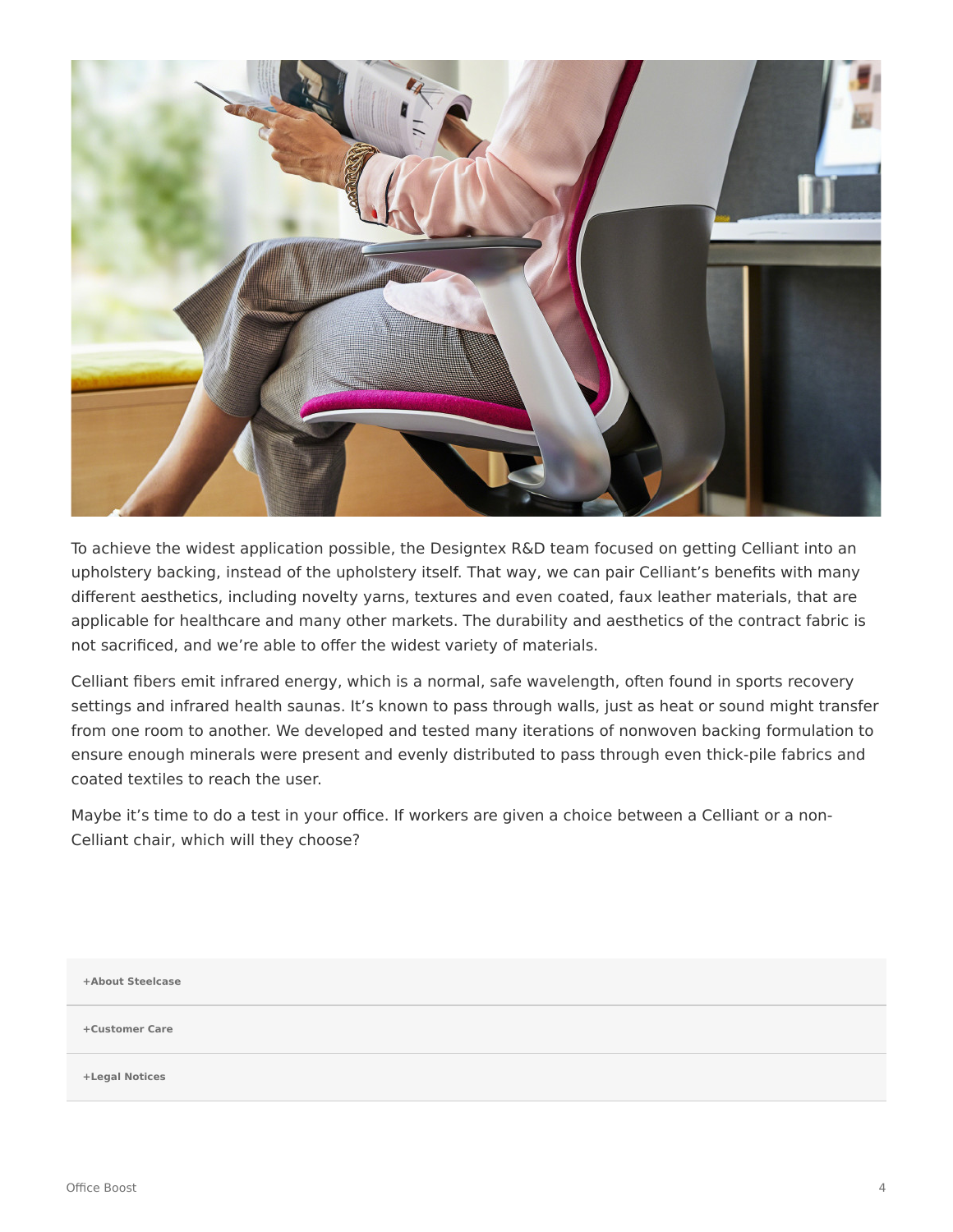To achieve the widest application possible, the Designtex R&D team focused on getting Celliant into an upholstery backing, instead of the upholstery itself. That way, we can pair Celliant's benefits with many different aesthetics, including novelty yarns, textures and even coated, faux leather materials, that are applicable for healthcare and many other markets. The durability and aesthetics of the contract fabric is not sacrificed, and we're able to offer the widest variety of materials.

Celliant fibers emit infrared energy, which is a normal, safe wavelength, often found in sports recovery settings and infrared health saunas. It's known to pass through walls, just as heat or sound might transfer from one room to another. We developed and tested many iterations of nonwoven backing formulation to ensure enough minerals were present and evenly distributed to pass through even thick-pile fabrics and coated textiles to reach the user.

Maybe it's time to do a test in your office. If workers are given a choice between a Celliant or a non-Celliant chair, which will they choose?

**+About Steelcase**

**+Customer Care**

**+Legal Notices**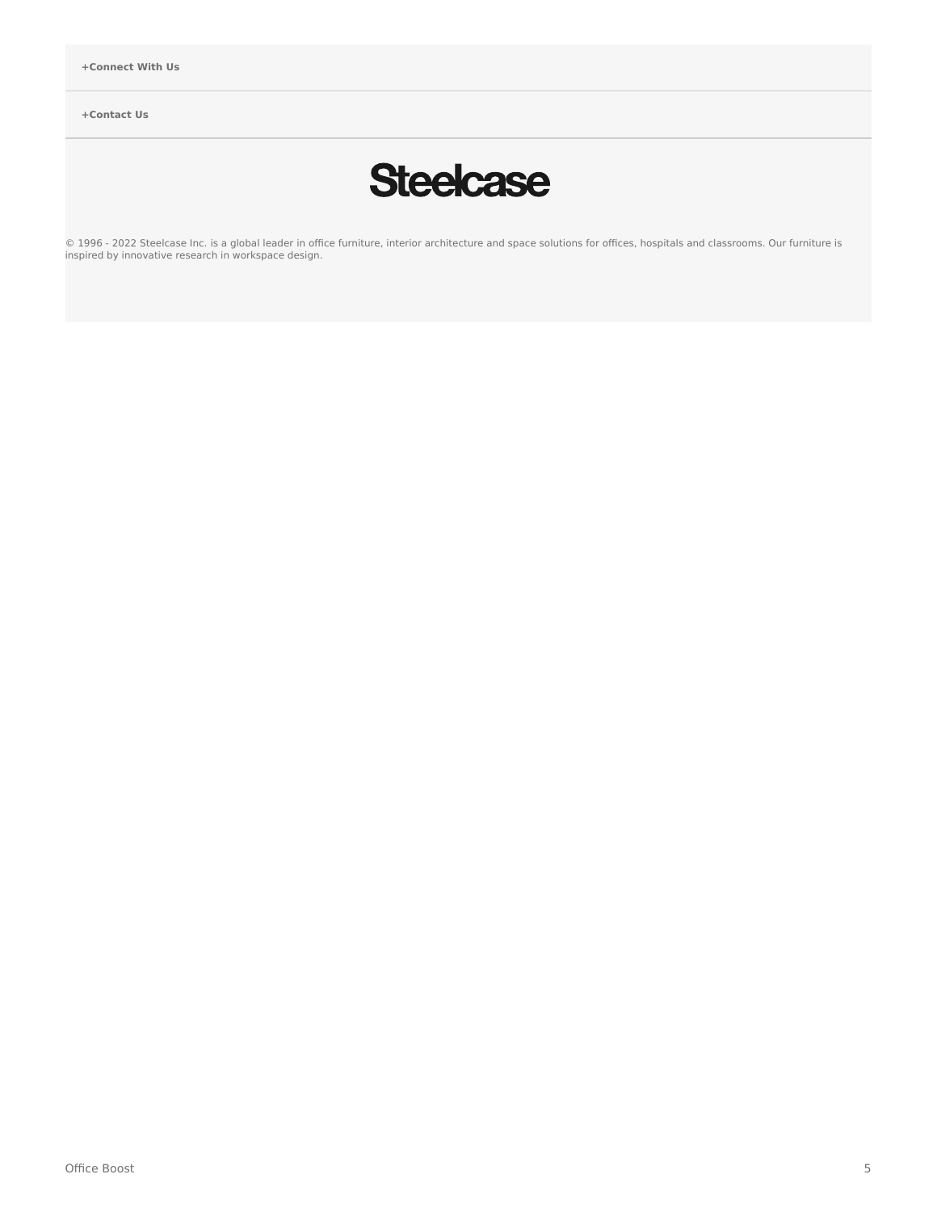**+Connect With Us**

**+Contact Us**

Steelcase

© 1996 - 2022 Steelcase Inc. is a global leader in office furniture, interior architecture and space solutions for offices, hospitals and classrooms. Our furniture is inspired by innovative research in workspace design.